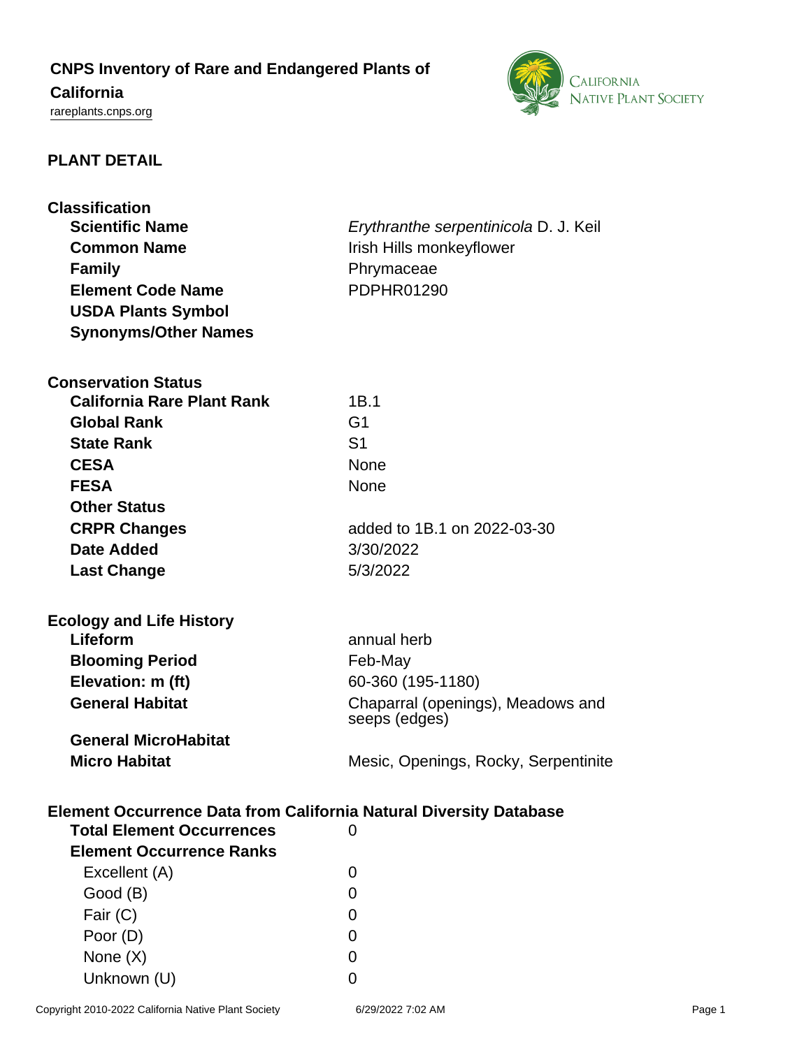# CNPS Inventory of Rare and Endangered Plants of California

rareplants.cnps.org

## PLANT DETAIL

### Classification

| | |
|---|---|
| **Scientific Name** | *Erythranthe serpentinicola* D. J. Keil |
| **Common Name** | Irish Hills monkeyflower |
| **Family** | Phrymaceae |
| **Element Code Name** | PDPHR01290 |
| **USDA Plants Symbol** | |
| **Synonyms/Other Names** | |

### Conservation Status

| | |
|---|---|
| **California Rare Plant Rank** | 1B.1 |
| **Global Rank** | G1 |
| **State Rank** | S1 |
| **CESA** | None |
| **FESA** | None |
| **Other Status** | |
| **CRPR Changes** | added to 1B.1 on 2022-03-30 |
| **Date Added** | 3/30/2022 |
| **Last Change** | 5/3/2022 |

### Ecology and Life History

| | |
|---|---|
| **Lifeform** | annual herb |
| **Blooming Period** | Feb-May |
| **Elevation: m (ft)** | 60-360 (195-1180) |
| **General Habitat** | Chaparral (openings), Meadows and seeps (edges) |
| **General MicroHabitat** | |
| **Micro Habitat** | Mesic, Openings, Rocky, Serpentinite |

### Element Occurrence Data from California Natural Diversity Database

| | |
|---|---|
| **Total Element Occurrences** | 0 |
| **Element Occurrence Ranks** | |
| Excellent (A) | 0 |
| Good (B) | 0 |
| Fair (C) | 0 |
| Poor (D) | 0 |
| None (X) | 0 |
| Unknown (U) | 0 |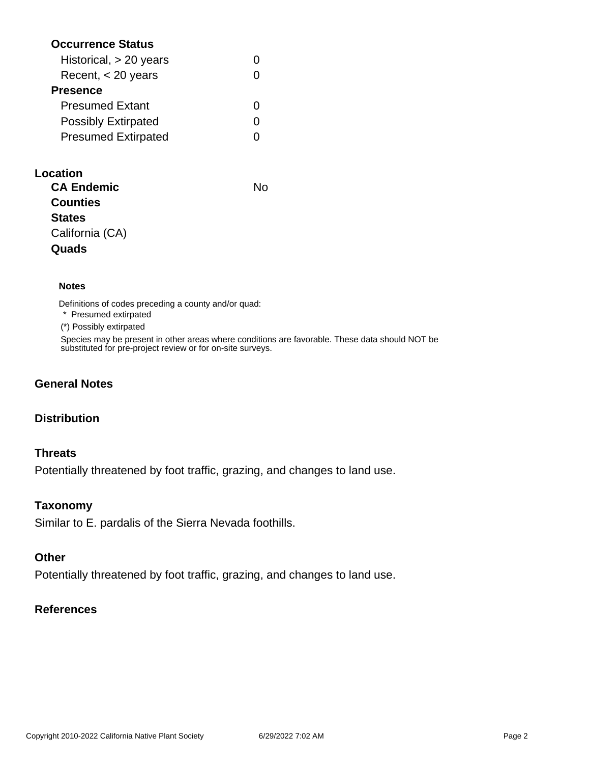**Occurrence Status**

| | |
|---|---|
| Historical, > 20 years | 0 |
| Recent, < 20 years | 0 |

**Presence**

| | |
|---|---|
| Presumed Extant | 0 |
| Possibly Extirpated | 0 |
| Presumed Extirpated | 0 |

## Location

**CA Endemic** No

**Counties**

**States**

California (CA)

**Quads**

**Notes**

Definitions of codes preceding a county and/or quad:

\* Presumed extirpated

(*) Possibly extirpated

Species may be present in other areas where conditions are favorable. These data should NOT be substituted for pre-project review or for on-site surveys.

## General Notes

## Distribution

## Threats

Potentially threatened by foot traffic, grazing, and changes to land use.

## Taxonomy

Similar to E. pardalis of the Sierra Nevada foothills.

## Other

Potentially threatened by foot traffic, grazing, and changes to land use.

## References